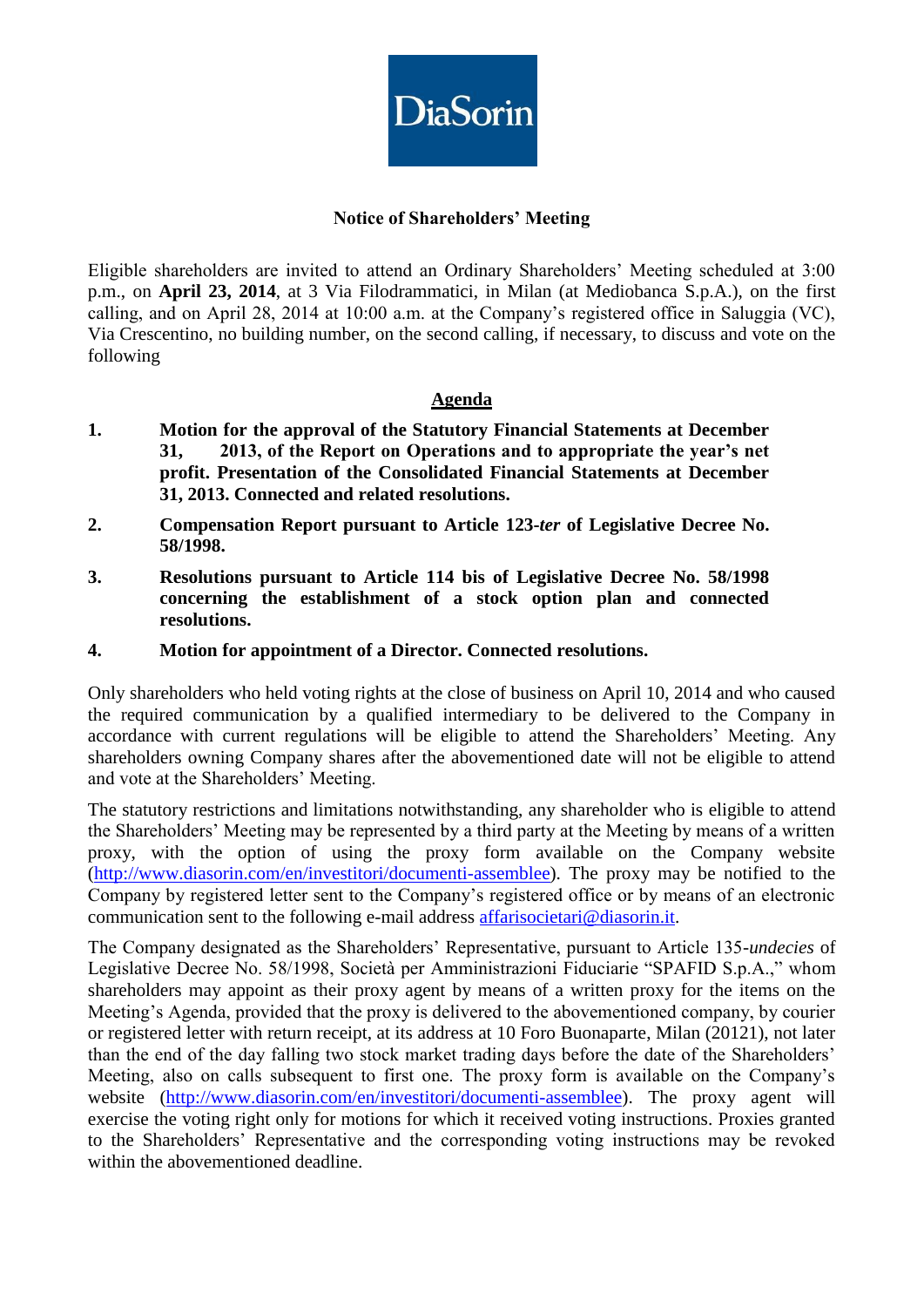DiaSorin

**Notice of Shareholders' Meeting**

Eligible shareholders are invited to attend an Ordinary Shareholders' Meeting scheduled at 3:00 p.m., on **April 23, 2014**, at 3 Via Filodrammatici, in Milan (at Mediobanca S.p.A.), on the first calling, and on April 28, 2014 at 10:00 a.m. at the Company's registered office in Saluggia (VC), Via Crescentino, no building number, on the second calling, if necessary, to discuss and vote on the following

**Agenda**

1. **Motion for the approval of the Statutory Financial Statements at December 31, 2013, of the Report on Operations and to appropriate the year's net profit. Presentation of the Consolidated Financial Statements at December 31, 2013. Connected and related resolutions.**
2. **Compensation Report pursuant to Article 123-*ter* of Legislative Decree No. 58/1998.**
3. **Resolutions pursuant to Article 114 bis of Legislative Decree No. 58/1998 concerning the establishment of a stock option plan and connected resolutions.**
4. **Motion for appointment of a Director. Connected resolutions.**

Only shareholders who held voting rights at the close of business on April 10, 2014 and who caused the required communication by a qualified intermediary to be delivered to the Company in accordance with current regulations will be eligible to attend the Shareholders' Meeting. Any shareholders owning Company shares after the abovementioned date will not be eligible to attend and vote at the Shareholders' Meeting.

The statutory restrictions and limitations notwithstanding, any shareholder who is eligible to attend the Shareholders' Meeting may be represented by a third party at the Meeting by means of a written proxy, with the option of using the proxy form available on the Company website (http://www.diasorin.com/en/investitori/documenti-assemblee). The proxy may be notified to the Company by registered letter sent to the Company's registered office or by means of an electronic communication sent to the following e-mail address affarisocietari@diasorin.it.

The Company designated as the Shareholders' Representative, pursuant to Article 135-*undecies* of Legislative Decree No. 58/1998, Società per Amministrazioni Fiduciarie "SPAFID S.p.A.," whom shareholders may appoint as their proxy agent by means of a written proxy for the items on the Meeting's Agenda, provided that the proxy is delivered to the abovementioned company, by courier or registered letter with return receipt, at its address at 10 Foro Buonaparte, Milan (20121), not later than the end of the day falling two stock market trading days before the date of the Shareholders' Meeting, also on calls subsequent to first one. The proxy form is available on the Company's website (http://www.diasorin.com/en/investitori/documenti-assemblee). The proxy agent will exercise the voting right only for motions for which it received voting instructions. Proxies granted to the Shareholders' Representative and the corresponding voting instructions may be revoked within the abovementioned deadline.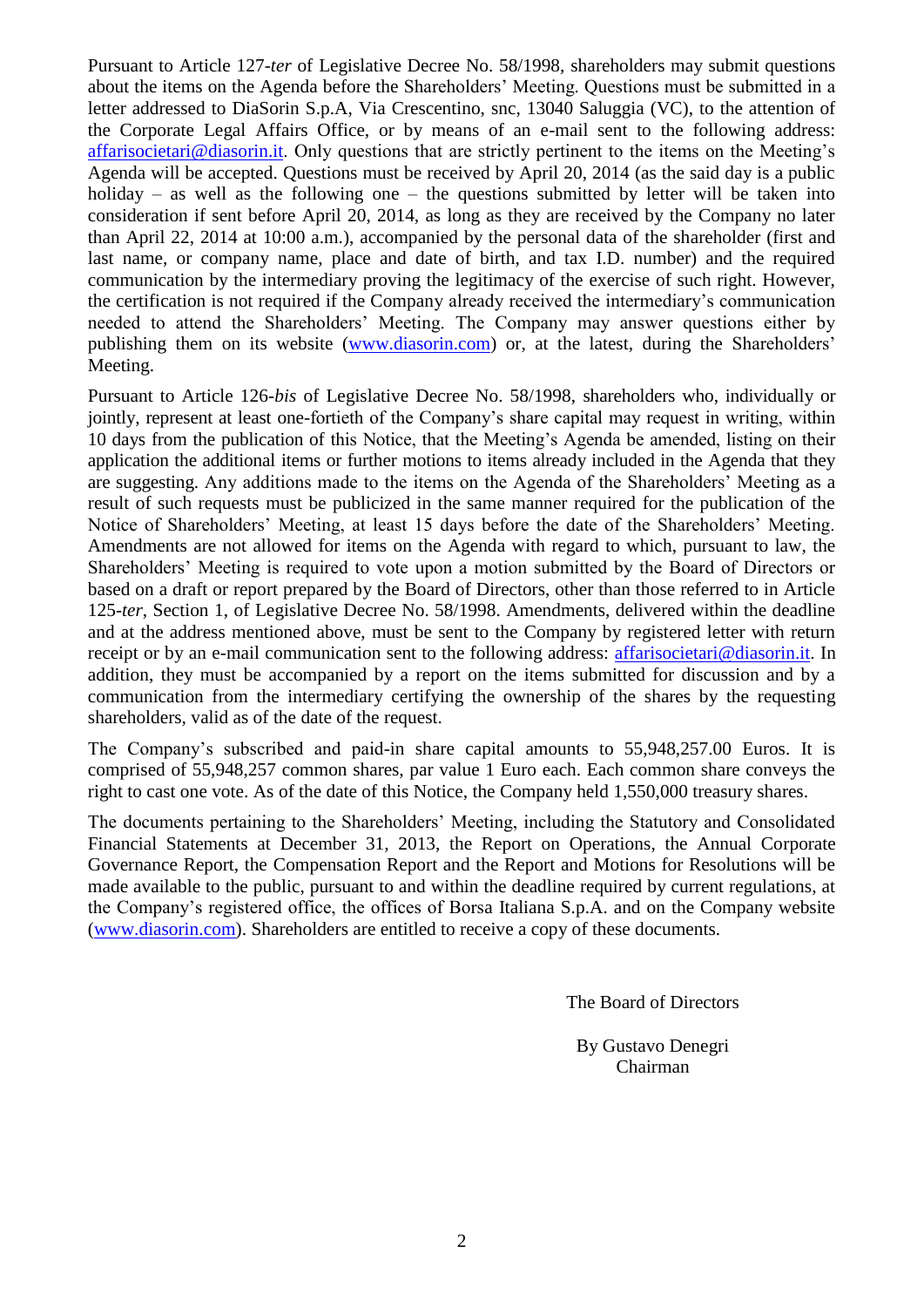Pursuant to Article 127-*ter* of Legislative Decree No. 58/1998, shareholders may submit questions about the items on the Agenda before the Shareholders' Meeting. Questions must be submitted in a letter addressed to DiaSorin S.p.A, Via Crescentino, snc, 13040 Saluggia (VC), to the attention of the Corporate Legal Affairs Office, or by means of an e-mail sent to the following address: affarisocietari@diasorin.it. Only questions that are strictly pertinent to the items on the Meeting's Agenda will be accepted. Questions must be received by April 20, 2014 (as the said day is a public holiday – as well as the following one – the questions submitted by letter will be taken into consideration if sent before April 20, 2014, as long as they are received by the Company no later than April 22, 2014 at 10:00 a.m.), accompanied by the personal data of the shareholder (first and last name, or company name, place and date of birth, and tax I.D. number) and the required communication by the intermediary proving the legitimacy of the exercise of such right. However, the certification is not required if the Company already received the intermediary's communication needed to attend the Shareholders' Meeting. The Company may answer questions either by publishing them on its website (www.diasorin.com) or, at the latest, during the Shareholders' Meeting.

Pursuant to Article 126-*bis* of Legislative Decree No. 58/1998, shareholders who, individually or jointly, represent at least one-fortieth of the Company's share capital may request in writing, within 10 days from the publication of this Notice, that the Meeting's Agenda be amended, listing on their application the additional items or further motions to items already included in the Agenda that they are suggesting. Any additions made to the items on the Agenda of the Shareholders' Meeting as a result of such requests must be publicized in the same manner required for the publication of the Notice of Shareholders' Meeting, at least 15 days before the date of the Shareholders' Meeting. Amendments are not allowed for items on the Agenda with regard to which, pursuant to law, the Shareholders' Meeting is required to vote upon a motion submitted by the Board of Directors or based on a draft or report prepared by the Board of Directors, other than those referred to in Article 125-*ter*, Section 1, of Legislative Decree No. 58/1998. Amendments, delivered within the deadline and at the address mentioned above, must be sent to the Company by registered letter with return receipt or by an e-mail communication sent to the following address: affarisocietari@diasorin.it. In addition, they must be accompanied by a report on the items submitted for discussion and by a communication from the intermediary certifying the ownership of the shares by the requesting shareholders, valid as of the date of the request.

The Company's subscribed and paid-in share capital amounts to 55,948,257.00 Euros. It is comprised of 55,948,257 common shares, par value 1 Euro each. Each common share conveys the right to cast one vote. As of the date of this Notice, the Company held 1,550,000 treasury shares.

The documents pertaining to the Shareholders' Meeting, including the Statutory and Consolidated Financial Statements at December 31, 2013, the Report on Operations, the Annual Corporate Governance Report, the Compensation Report and the Report and Motions for Resolutions will be made available to the public, pursuant to and within the deadline required by current regulations, at the Company's registered office, the offices of Borsa Italiana S.p.A. and on the Company website (www.diasorin.com). Shareholders are entitled to receive a copy of these documents.

The Board of Directors

By Gustavo Denegri
Chairman